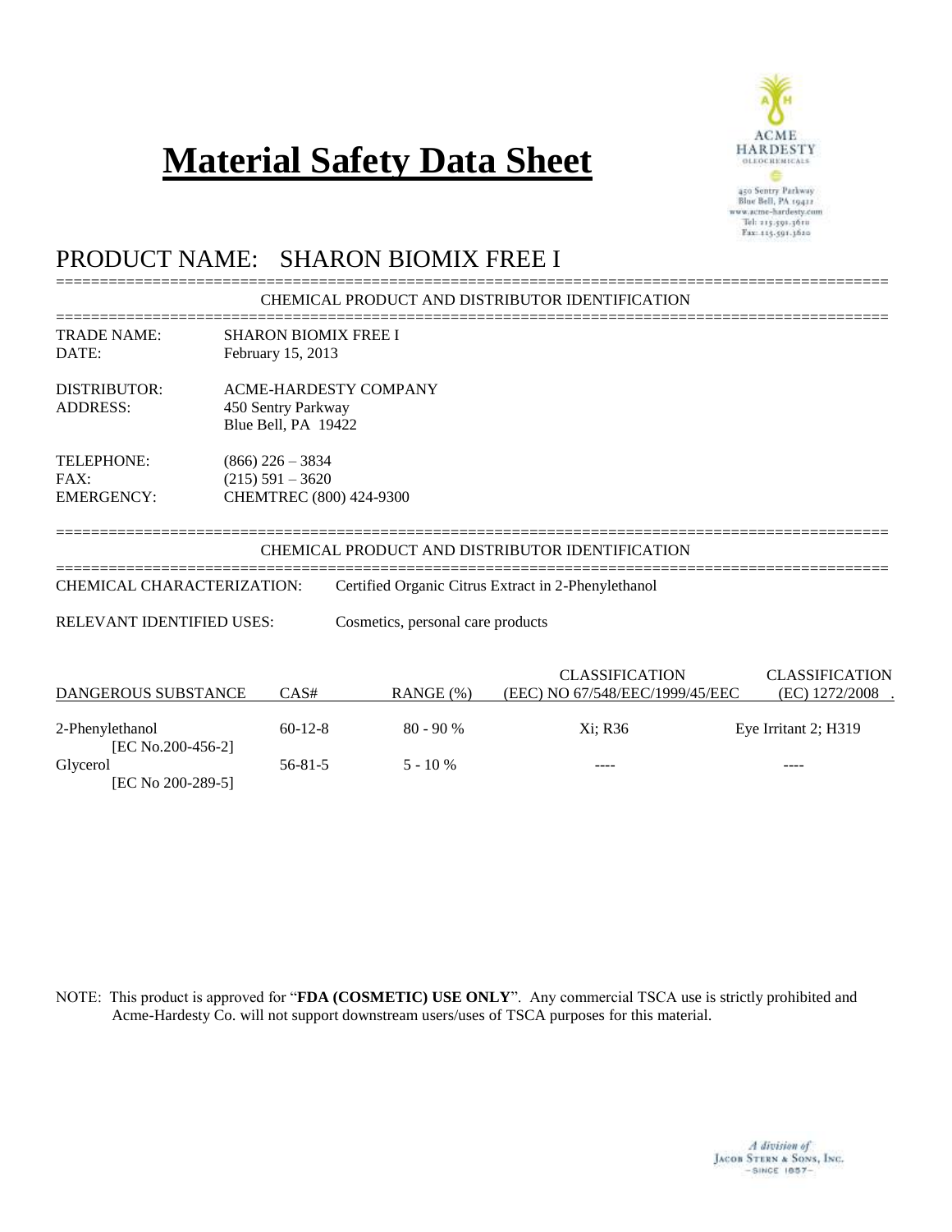# Material Safety Data Sheet

ACME HARDESTY
OLEOCHEMICALS
450 Sentry Parkway
Blue Bell, PA 19422
www.acme-hardesty.com
Tel: 215-591-3610
Fax: 215-591-3620

## PRODUCT NAME: SHARON BIOMIX FREE I

### CHEMICAL PRODUCT AND DISTRIBUTOR IDENTIFICATION

TRADE NAME: SHARON BIOMIX FREE I
DATE: February 15, 2013

DISTRIBUTOR: ACME-HARDESTY COMPANY
ADDRESS: 450 Sentry Parkway
Blue Bell, PA 19422

TELEPHONE: (866) 226 – 3834
FAX: (215) 591 – 3620
EMERGENCY: CHEMTREC (800) 424-9300

### CHEMICAL PRODUCT AND DISTRIBUTOR IDENTIFICATION

CHEMICAL CHARACTERIZATION: Certified Organic Citrus Extract in 2-Phenylethanol

RELEVANT IDENTIFIED USES: Cosmetics, personal care products

| DANGEROUS SUBSTANCE | CAS# | RANGE (%) | CLASSIFICATION (EEC) NO 67/548/EEC/1999/45/EEC | CLASSIFICATION (EC) 1272/2008 |
|---|---|---|---|---|
| 2-Phenylethanol [EC No.200-456-2] | 60-12-8 | 80 - 90 % | Xi; R36 | Eye Irritant 2; H319 |
| Glycerol [EC No 200-289-5] | 56-81-5 | 5 - 10 % | ---- | ---- |

NOTE: This product is approved for "**FDA (COSMETIC) USE ONLY**". Any commercial TSCA use is strictly prohibited and Acme-Hardesty Co. will not support downstream users/uses of TSCA purposes for this material.

*A division of* Jacob Stern & Sons, Inc. – SINCE 1857 –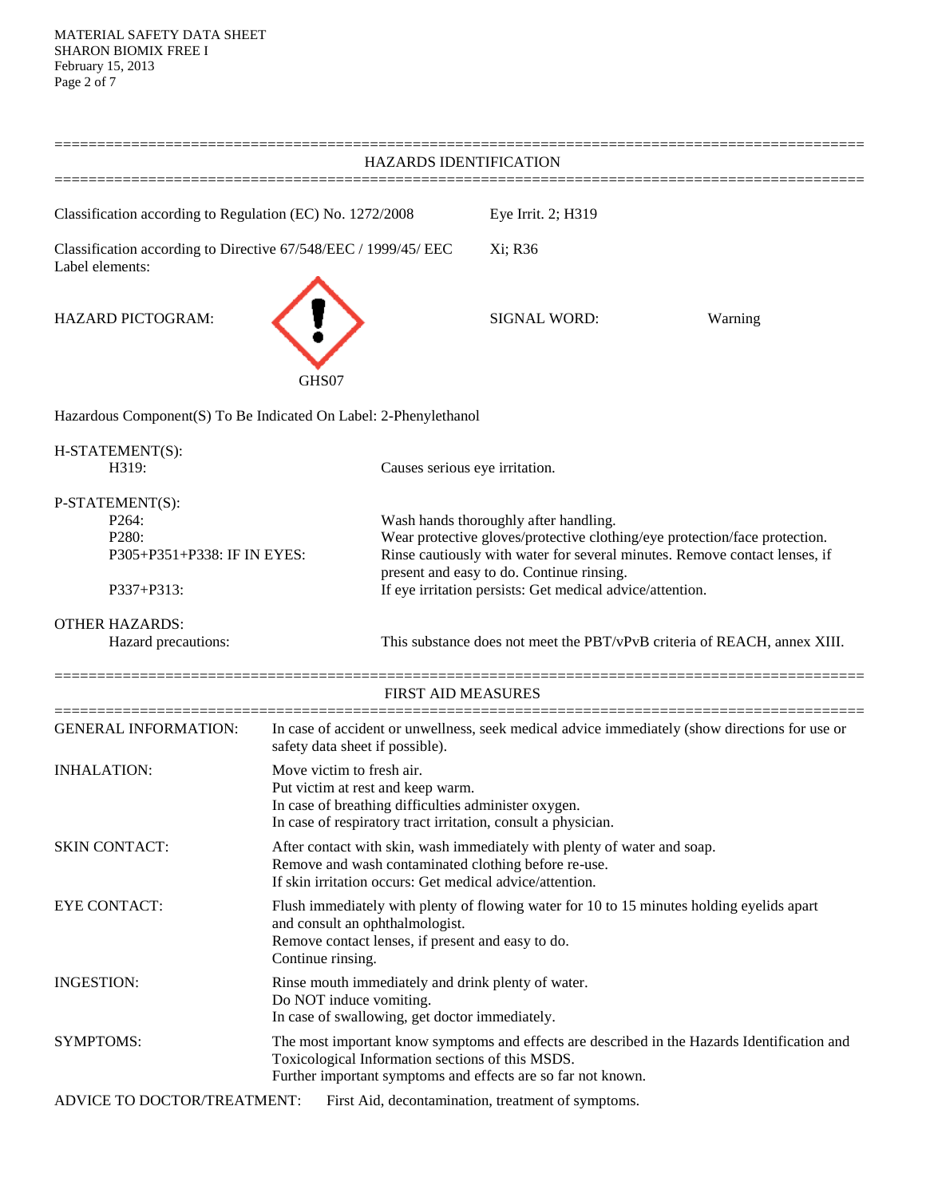## HAZARDS IDENTIFICATION

Classification according to Regulation (EC) No. 1272/2008 — Eye Irrit. 2; H319

Classification according to Directive 67/548/EEC / 1999/45/ EEC — Xi; R36

Label elements:

HAZARD PICTOGRAM: GHS07

SIGNAL WORD: Warning

Hazardous Component(S) To Be Indicated On Label: 2-Phenylethanol

**H-STATEMENT(S):**

| | |
|---|---|
| H319: | Causes serious eye irritation. |

**P-STATEMENT(S):**

| | |
|---|---|
| P264: | Wash hands thoroughly after handling. |
| P280: | Wear protective gloves/protective clothing/eye protection/face protection. |
| P305+P351+P338: IF IN EYES: | Rinse cautiously with water for several minutes. Remove contact lenses, if present and easy to do. Continue rinsing. |
| P337+P313: | If eye irritation persists: Get medical advice/attention. |

**OTHER HAZARDS:**

| | |
|---|---|
| Hazard precautions: | This substance does not meet the PBT/vPvB criteria of REACH, annex XIII. |

## FIRST AID MEASURES

| | |
|---|---|
| GENERAL INFORMATION: | In case of accident or unwellness, seek medical advice immediately (show directions for use or safety data sheet if possible). |
| INHALATION: | Move victim to fresh air.<br>Put victim at rest and keep warm.<br>In case of breathing difficulties administer oxygen.<br>In case of respiratory tract irritation, consult a physician. |
| SKIN CONTACT: | After contact with skin, wash immediately with plenty of water and soap.<br>Remove and wash contaminated clothing before re-use.<br>If skin irritation occurs: Get medical advice/attention. |
| EYE CONTACT: | Flush immediately with plenty of flowing water for 10 to 15 minutes holding eyelids apart and consult an ophthalmologist.<br>Remove contact lenses, if present and easy to do.<br>Continue rinsing. |
| INGESTION: | Rinse mouth immediately and drink plenty of water.<br>Do NOT induce vomiting.<br>In case of swallowing, get doctor immediately. |
| SYMPTOMS: | The most important know symptoms and effects are described in the Hazards Identification and Toxicological Information sections of this MSDS.<br>Further important symptoms and effects are so far not known. |

ADVICE TO DOCTOR/TREATMENT: First Aid, decontamination, treatment of symptoms.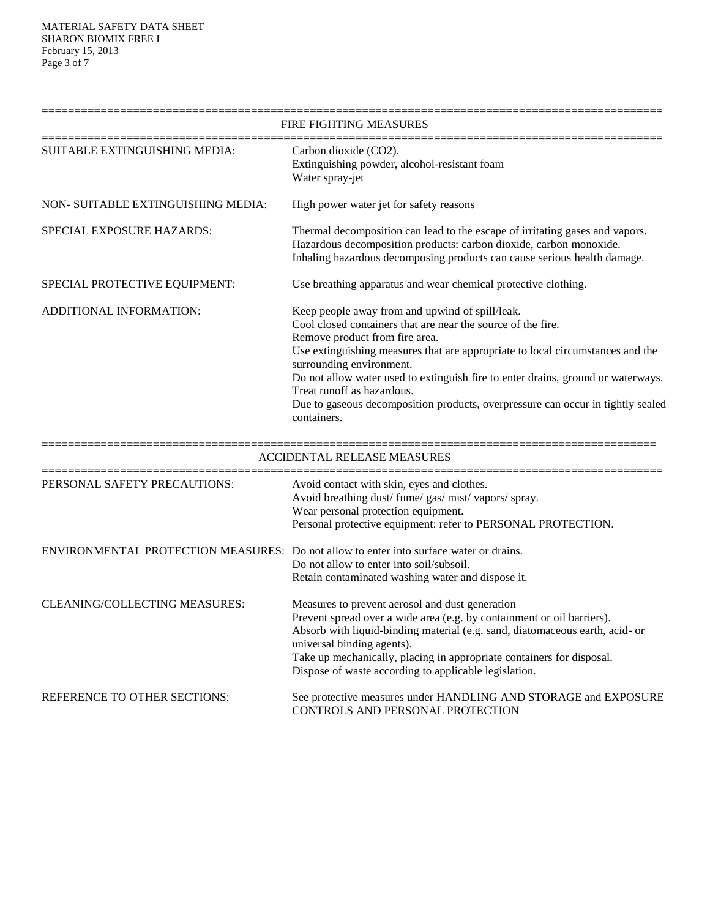## FIRE FIGHTING MEASURES

**SUITABLE EXTINGUISHING MEDIA:**
Carbon dioxide ($CO_2$).
Extinguishing powder, alcohol-resistant foam
Water spray-jet

**NON- SUITABLE EXTINGUISHING MEDIA:**
High power water jet for safety reasons

**SPECIAL EXPOSURE HAZARDS:**
Thermal decomposition can lead to the escape of irritating gases and vapors.
Hazardous decomposition products: carbon dioxide, carbon monoxide.
Inhaling hazardous decomposing products can cause serious health damage.

**SPECIAL PROTECTIVE EQUIPMENT:**
Use breathing apparatus and wear chemical protective clothing.

**ADDITIONAL INFORMATION:**
Keep people away from and upwind of spill/leak.
Cool closed containers that are near the source of the fire.
Remove product from fire area.
Use extinguishing measures that are appropriate to local circumstances and the surrounding environment.
Do not allow water used to extinguish fire to enter drains, ground or waterways.
Treat runoff as hazardous.
Due to gaseous decomposition products, overpressure can occur in tightly sealed containers.

## ACCIDENTAL RELEASE MEASURES

**PERSONAL SAFETY PRECAUTIONS:**
Avoid contact with skin, eyes and clothes.
Avoid breathing dust/ fume/ gas/ mist/ vapors/ spray.
Wear personal protection equipment.
Personal protective equipment: refer to PERSONAL PROTECTION.

**ENVIRONMENTAL PROTECTION MEASURES:**
Do not allow to enter into surface water or drains.
Do not allow to enter into soil/subsoil.
Retain contaminated washing water and dispose it.

**CLEANING/COLLECTING MEASURES:**
Measures to prevent aerosol and dust generation
Prevent spread over a wide area (e.g. by containment or oil barriers).
Absorb with liquid-binding material (e.g. sand, diatomaceous earth, acid- or universal binding agents).
Take up mechanically, placing in appropriate containers for disposal.
Dispose of waste according to applicable legislation.

**REFERENCE TO OTHER SECTIONS:**
See protective measures under HANDLING AND STORAGE and EXPOSURE CONTROLS AND PERSONAL PROTECTION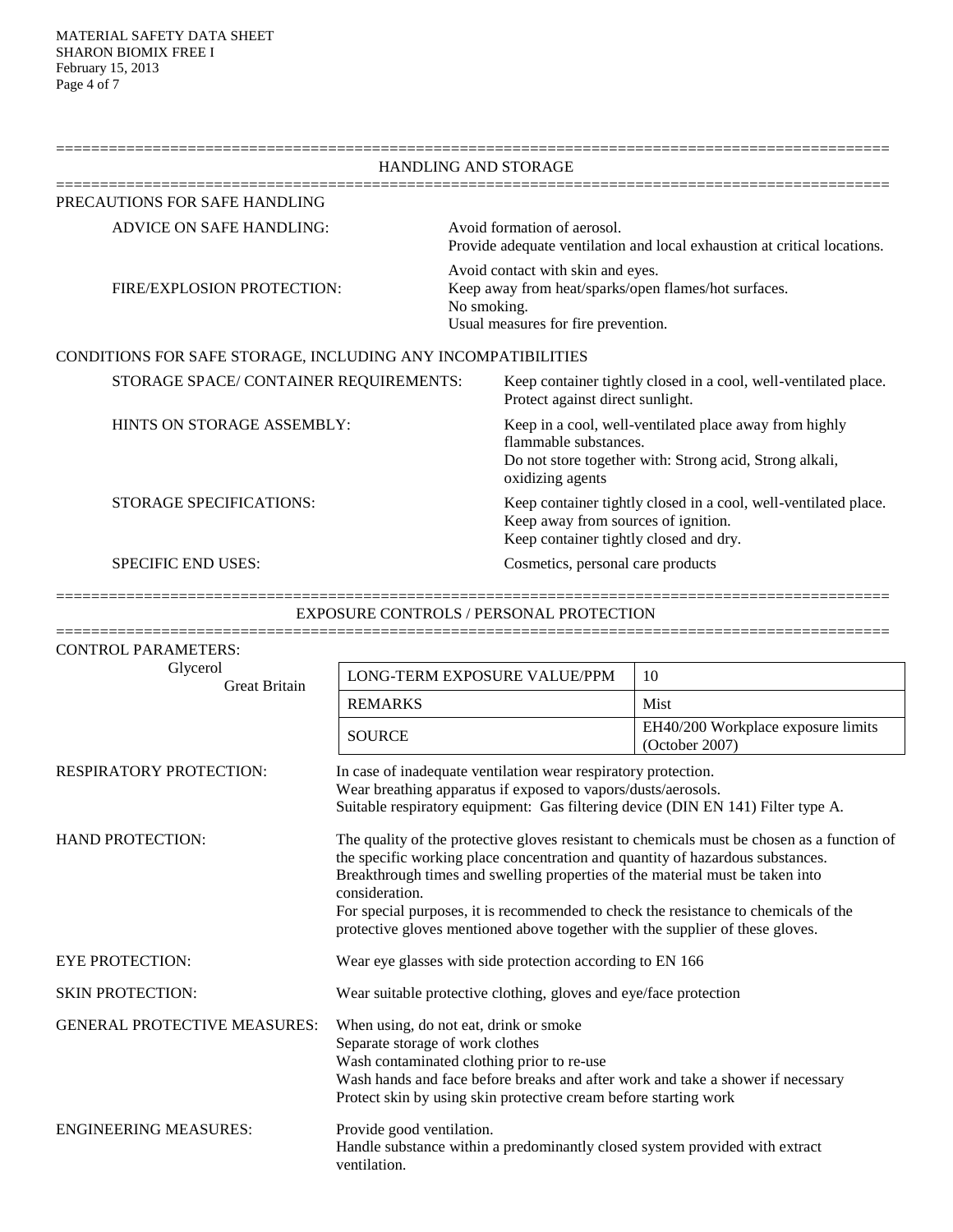## HANDLING AND STORAGE

### PRECAUTIONS FOR SAFE HANDLING

**ADVICE ON SAFE HANDLING:**
Avoid formation of aerosol.
Provide adequate ventilation and local exhaustion at critical locations.
Avoid contact with skin and eyes.

**FIRE/EXPLOSION PROTECTION:**
Keep away from heat/sparks/open flames/hot surfaces.
No smoking.
Usual measures for fire prevention.

### CONDITIONS FOR SAFE STORAGE, INCLUDING ANY INCOMPATIBILITIES

**STORAGE SPACE/ CONTAINER REQUIREMENTS:**
Keep container tightly closed in a cool, well-ventilated place.
Protect against direct sunlight.

**HINTS ON STORAGE ASSEMBLY:**
Keep in a cool, well-ventilated place away from highly flammable substances.
Do not store together with: Strong acid, Strong alkali, oxidizing agents

**STORAGE SPECIFICATIONS:**
Keep container tightly closed in a cool, well-ventilated place.
Keep away from sources of ignition.
Keep container tightly closed and dry.

**SPECIFIC END USES:**
Cosmetics, personal care products

## EXPOSURE CONTROLS / PERSONAL PROTECTION

### CONTROL PARAMETERS:

Glycerol
Great Britain

| LONG-TERM EXPOSURE VALUE/PPM | 10 |
|---|---|
| REMARKS | Mist |
| SOURCE | EH40/200 Workplace exposure limits (October 2007) |

**RESPIRATORY PROTECTION:**
In case of inadequate ventilation wear respiratory protection.
Wear breathing apparatus if exposed to vapors/dusts/aerosols.
Suitable respiratory equipment: Gas filtering device (DIN EN 141) Filter type A.

**HAND PROTECTION:**
The quality of the protective gloves resistant to chemicals must be chosen as a function of the specific working place concentration and quantity of hazardous substances.
Breakthrough times and swelling properties of the material must be taken into consideration.
For special purposes, it is recommended to check the resistance to chemicals of the protective gloves mentioned above together with the supplier of these gloves.

**EYE PROTECTION:**
Wear eye glasses with side protection according to EN 166

**SKIN PROTECTION:**
Wear suitable protective clothing, gloves and eye/face protection

**GENERAL PROTECTIVE MEASURES:**
When using, do not eat, drink or smoke
Separate storage of work clothes
Wash contaminated clothing prior to re-use
Wash hands and face before breaks and after work and take a shower if necessary
Protect skin by using skin protective cream before starting work

**ENGINEERING MEASURES:**
Provide good ventilation.
Handle substance within a predominantly closed system provided with extract ventilation.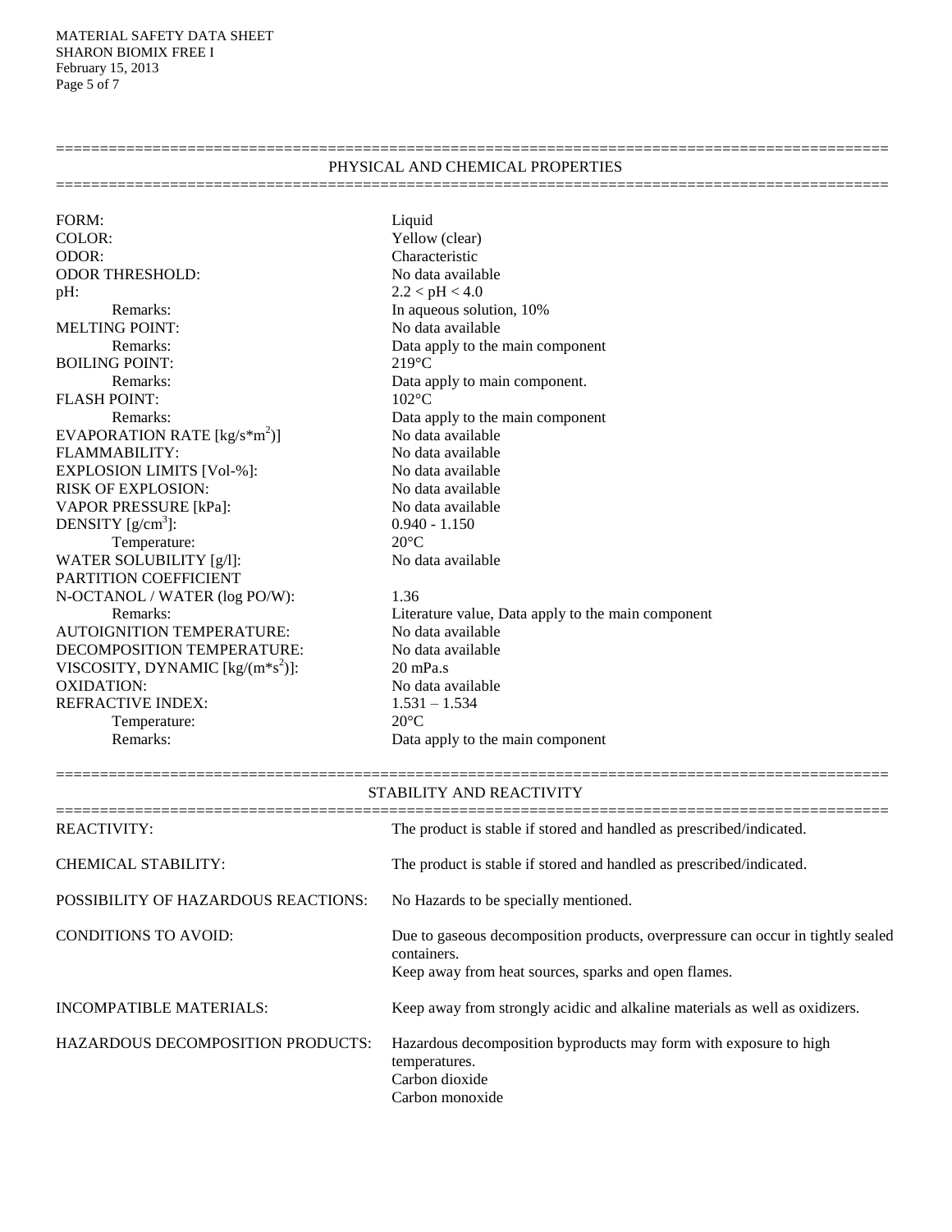## PHYSICAL AND CHEMICAL PROPERTIES

| | |
|---|---|
| FORM: | Liquid |
| COLOR: | Yellow (clear) |
| ODOR: | Characteristic |
| ODOR THRESHOLD: | No data available |
| pH: | $2.2 < pH < 4.0$ |
| Remarks: | In aqueous solution, 10% |
| MELTING POINT: | No data available |
| Remarks: | Data apply to the main component |
| BOILING POINT: | 219°C |
| Remarks: | Data apply to main component. |
| FLASH POINT: | 102°C |
| Remarks: | Data apply to the main component |
| EVAPORATION RATE [kg/s*m$^2$)] | No data available |
| FLAMMABILITY: | No data available |
| EXPLOSION LIMITS [Vol-%]: | No data available |
| RISK OF EXPLOSION: | No data available |
| VAPOR PRESSURE [kPa]: | No data available |
| DENSITY [g/cm$^3$]: | 0.940 - 1.150 |
| Temperature: | 20°C |
| WATER SOLUBILITY [g/l]: | No data available |
| PARTITION COEFFICIENT N-OCTANOL / WATER (log PO/W): | 1.36 |
| Remarks: | Literature value, Data apply to the main component |
| AUTOIGNITION TEMPERATURE: | No data available |
| DECOMPOSITION TEMPERATURE: | No data available |
| VISCOSITY, DYNAMIC [kg/(m*s$^2$)]: | 20 mPa.s |
| OXIDATION: | No data available |
| REFRACTIVE INDEX: | 1.531 – 1.534 |
| Temperature: | 20°C |
| Remarks: | Data apply to the main component |

## STABILITY AND REACTIVITY

| | |
|---|---|
| REACTIVITY: | The product is stable if stored and handled as prescribed/indicated. |
| CHEMICAL STABILITY: | The product is stable if stored and handled as prescribed/indicated. |
| POSSIBILITY OF HAZARDOUS REACTIONS: | No Hazards to be specially mentioned. |
| CONDITIONS TO AVOID: | Due to gaseous decomposition products, overpressure can occur in tightly sealed containers. Keep away from heat sources, sparks and open flames. |
| INCOMPATIBLE MATERIALS: | Keep away from strongly acidic and alkaline materials as well as oxidizers. |
| HAZARDOUS DECOMPOSITION PRODUCTS: | Hazardous decomposition byproducts may form with exposure to high temperatures. Carbon dioxide Carbon monoxide |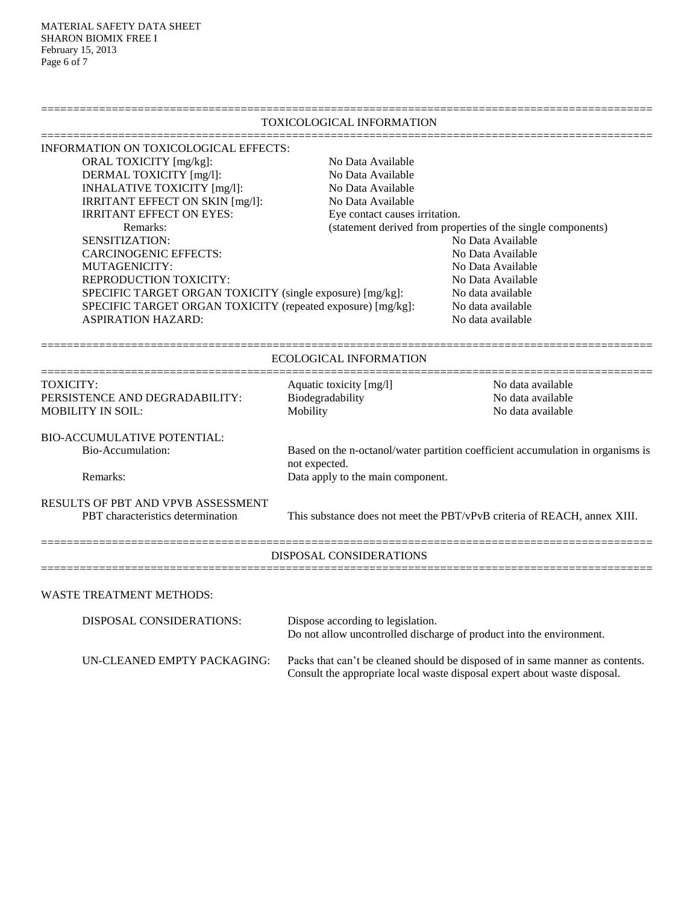## TOXICOLOGICAL INFORMATION

INFORMATION ON TOXICOLOGICAL EFFECTS:

| | |
|---|---|
| ORAL TOXICITY [mg/kg]: | No Data Available |
| DERMAL TOXICITY [mg/l]: | No Data Available |
| INHALATIVE TOXICITY [mg/l]: | No Data Available |
| IRRITANT EFFECT ON SKIN [mg/l]: | No Data Available |
| IRRITANT EFFECT ON EYES: | Eye contact causes irritation. |
| Remarks: | (statement derived from properties of the single components) |
| SENSITIZATION: | No Data Available |
| CARCINOGENIC EFFECTS: | No Data Available |
| MUTAGENICITY: | No Data Available |
| REPRODUCTION TOXICITY: | No Data Available |
| SPECIFIC TARGET ORGAN TOXICITY (single exposure) [mg/kg]: | No data available |
| SPECIFIC TARGET ORGAN TOXICITY (repeated exposure) [mg/kg]: | No data available |
| ASPIRATION HAZARD: | No data available |

## ECOLOGICAL INFORMATION

| | | |
|---|---|---|
| TOXICITY: | Aquatic toxicity [mg/l] | No data available |
| PERSISTENCE AND DEGRADABILITY: | Biodegradability | No data available |
| MOBILITY IN SOIL: | Mobility | No data available |

BIO-ACCUMULATIVE POTENTIAL:

| | |
|---|---|
| Bio-Accumulation: | Based on the n-octanol/water partition coefficient accumulation in organisms is not expected. |
| Remarks: | Data apply to the main component. |

RESULTS OF PBT AND VPVB ASSESSMENT

| | |
|---|---|
| PBT characteristics determination | This substance does not meet the PBT/vPvB criteria of REACH, annex XIII. |

## DISPOSAL CONSIDERATIONS

WASTE TREATMENT METHODS:

| | |
|---|---|
| DISPOSAL CONSIDERATIONS: | Dispose according to legislation. Do not allow uncontrolled discharge of product into the environment. |
| UN-CLEANED EMPTY PACKAGING: | Packs that can't be cleaned should be disposed of in same manner as contents. Consult the appropriate local waste disposal expert about waste disposal. |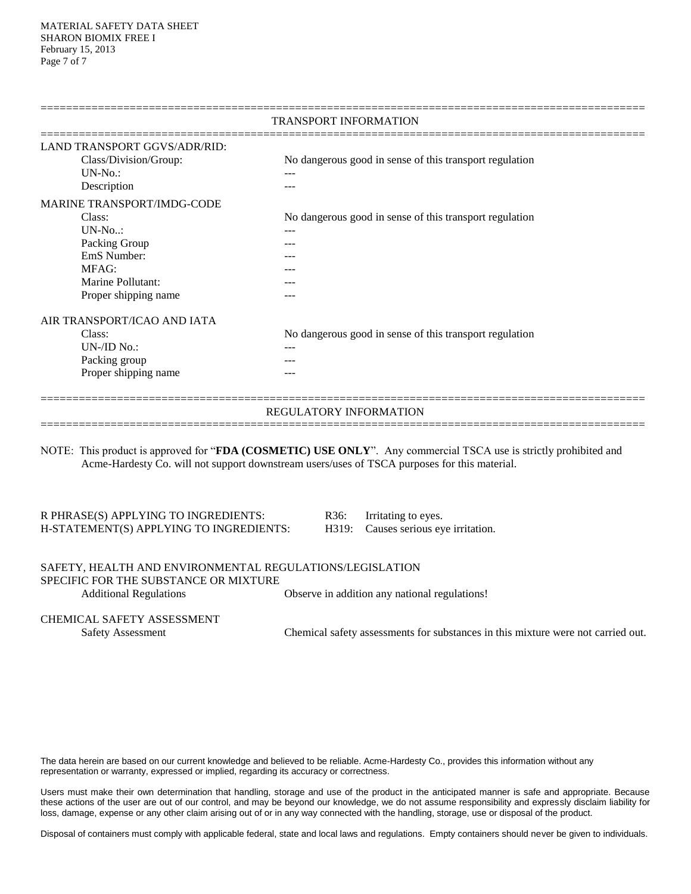## TRANSPORT INFORMATION

LAND TRANSPORT GGVS/ADR/RID:

| | |
|---|---|
| Class/Division/Group: | No dangerous good in sense of this transport regulation |
| UN-No.: | --- |
| Description | --- |

MARINE TRANSPORT/IMDG-CODE

| | |
|---|---|
| Class: | No dangerous good in sense of this transport regulation |
| UN-No..: | --- |
| Packing Group | --- |
| EmS Number: | --- |
| MFAG: | --- |
| Marine Pollutant: | --- |
| Proper shipping name | --- |

AIR TRANSPORT/ICAO AND IATA

| | |
|---|---|
| Class: | No dangerous good in sense of this transport regulation |
| UN-/ID No.: | --- |
| Packing group | --- |
| Proper shipping name | --- |

## REGULATORY INFORMATION

NOTE: This product is approved for "**FDA (COSMETIC) USE ONLY**". Any commercial TSCA use is strictly prohibited and Acme-Hardesty Co. will not support downstream users/uses of TSCA purposes for this material.

R PHRASE(S) APPLYING TO INGREDIENTS: R36: Irritating to eyes.
H-STATEMENT(S) APPLYING TO INGREDIENTS: H319: Causes serious eye irritation.

SAFETY, HEALTH AND ENVIRONMENTAL REGULATIONS/LEGISLATION
SPECIFIC FOR THE SUBSTANCE OR MIXTURE

Additional Regulations: Observe in addition any national regulations!

CHEMICAL SAFETY ASSESSMENT

Safety Assessment: Chemical safety assessments for substances in this mixture were not carried out.

The data herein are based on our current knowledge and believed to be reliable. Acme-Hardesty Co., provides this information without any representation or warranty, expressed or implied, regarding its accuracy or correctness.

Users must make their own determination that handling, storage and use of the product in the anticipated manner is safe and appropriate. Because these actions of the user are out of our control, and may be beyond our knowledge, we do not assume responsibility and expressly disclaim liability for loss, damage, expense or any other claim arising out of or in any way connected with the handling, storage, use or disposal of the product.

Disposal of containers must comply with applicable federal, state and local laws and regulations. Empty containers should never be given to individuals.